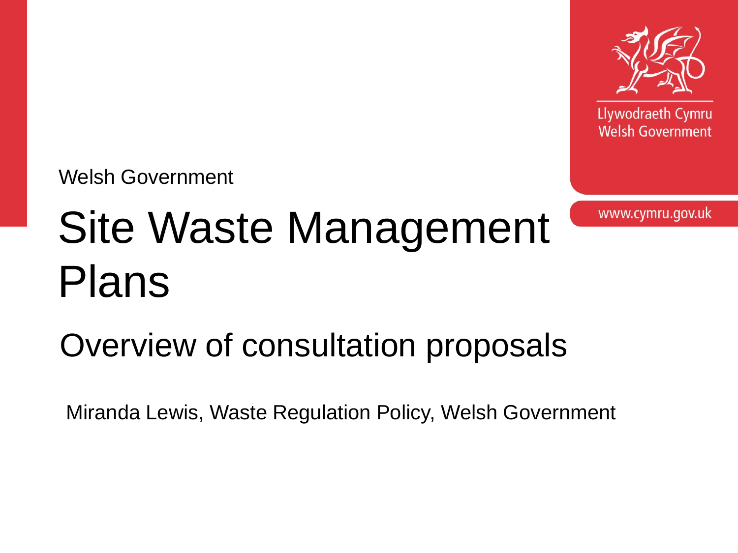Llywodraeth Cymru
Welsh Government

www.cymru.gov.uk

Welsh Government

# Site Waste Management Plans

## Overview of consultation proposals

Miranda Lewis, Waste Regulation Policy, Welsh Government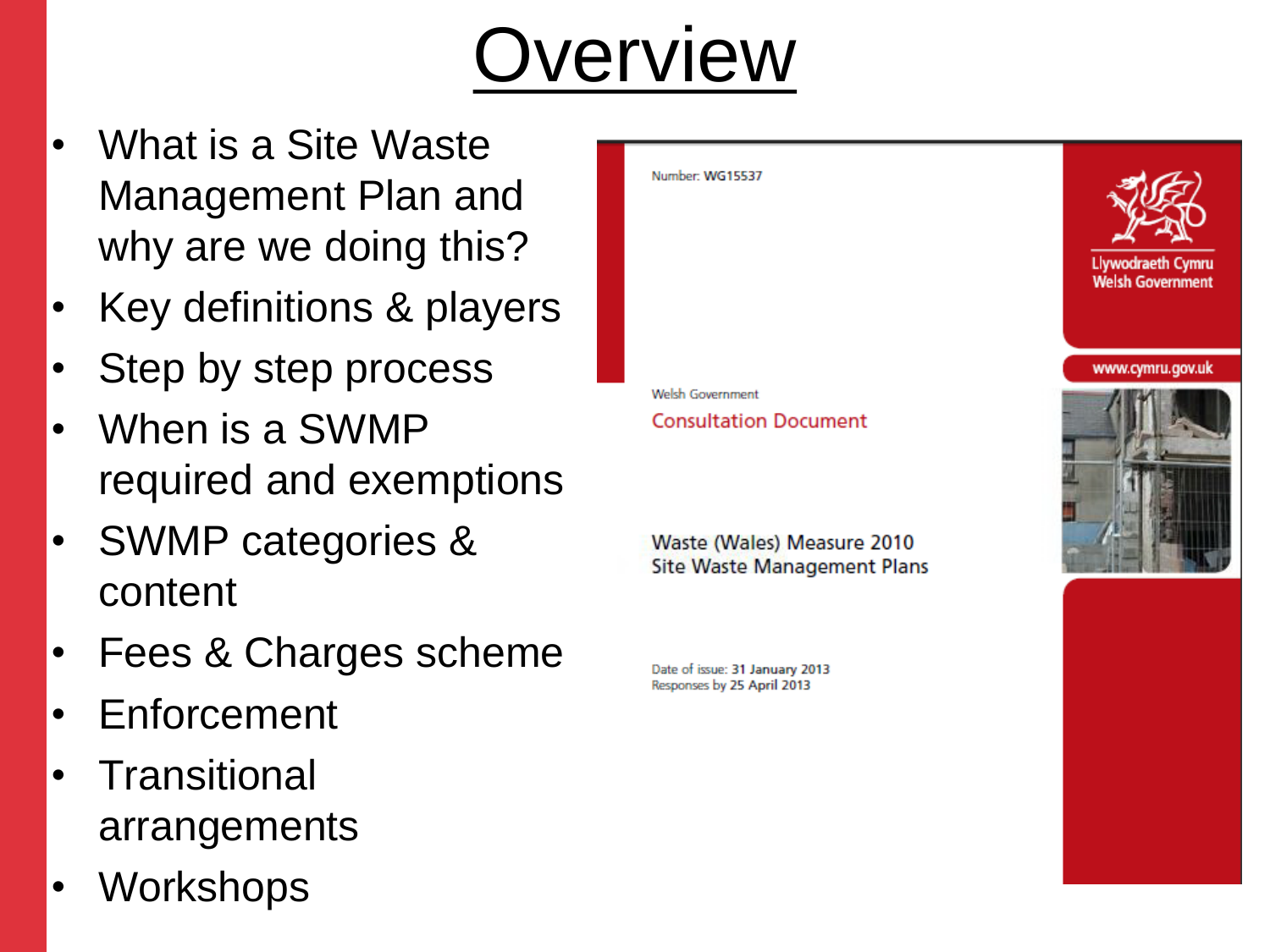# Overview

- What is a Site Waste Management Plan and why are we doing this?
- Key definitions & players
- Step by step process
- When is a SWMP required and exemptions
- SWMP categories & content
- Fees & Charges scheme
- Enforcement
- Transitional arrangements
- Workshops

Number: WG15537

Llywodraeth Cymru
Welsh Government

www.cymru.gov.uk

Welsh Government

Consultation Document

Waste (Wales) Measure 2010
Site Waste Management Plans

Date of issue: 31 January 2013
Responses by 25 April 2013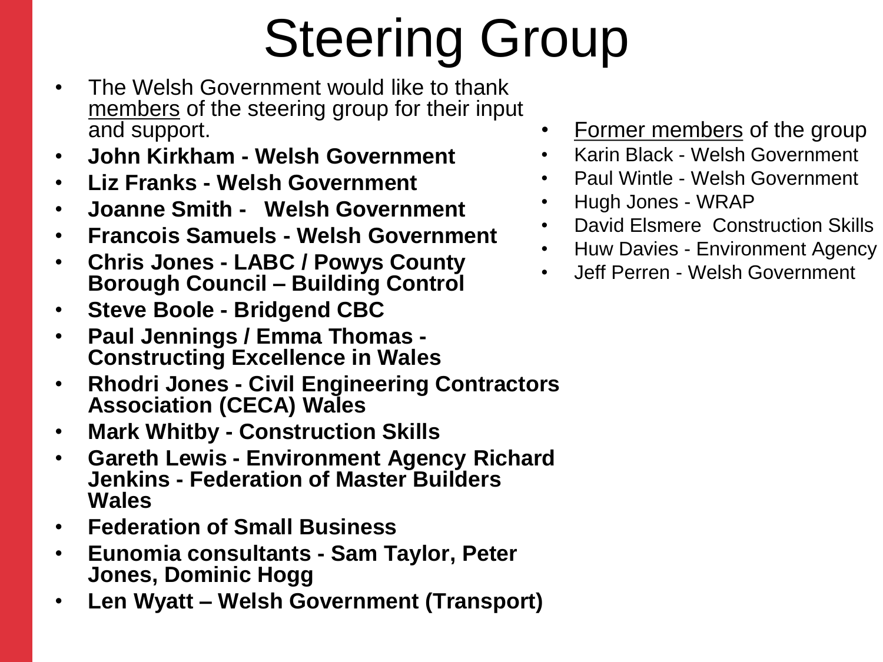# Steering Group

- The Welsh Government would like to thank members of the steering group for their input and support.
- **John Kirkham - Welsh Government**
- **Liz Franks - Welsh Government**
- **Joanne Smith - Welsh Government**
- **Francois Samuels - Welsh Government**
- **Chris Jones - LABC / Powys County Borough Council – Building Control**
- **Steve Boole - Bridgend CBC**
- **Paul Jennings / Emma Thomas - Constructing Excellence in Wales**
- **Rhodri Jones - Civil Engineering Contractors Association (CECA) Wales**
- **Mark Whitby - Construction Skills**
- **Gareth Lewis - Environment Agency Richard Jenkins - Federation of Master Builders Wales**
- **Federation of Small Business**
- **Eunomia consultants - Sam Taylor, Peter Jones, Dominic Hogg**
- **Len Wyatt – Welsh Government (Transport)**

- Former members of the group
- Karin Black - Welsh Government
- Paul Wintle - Welsh Government
- Hugh Jones - WRAP
- David Elsmere Construction Skills
- Huw Davies - Environment Agency
- Jeff Perren - Welsh Government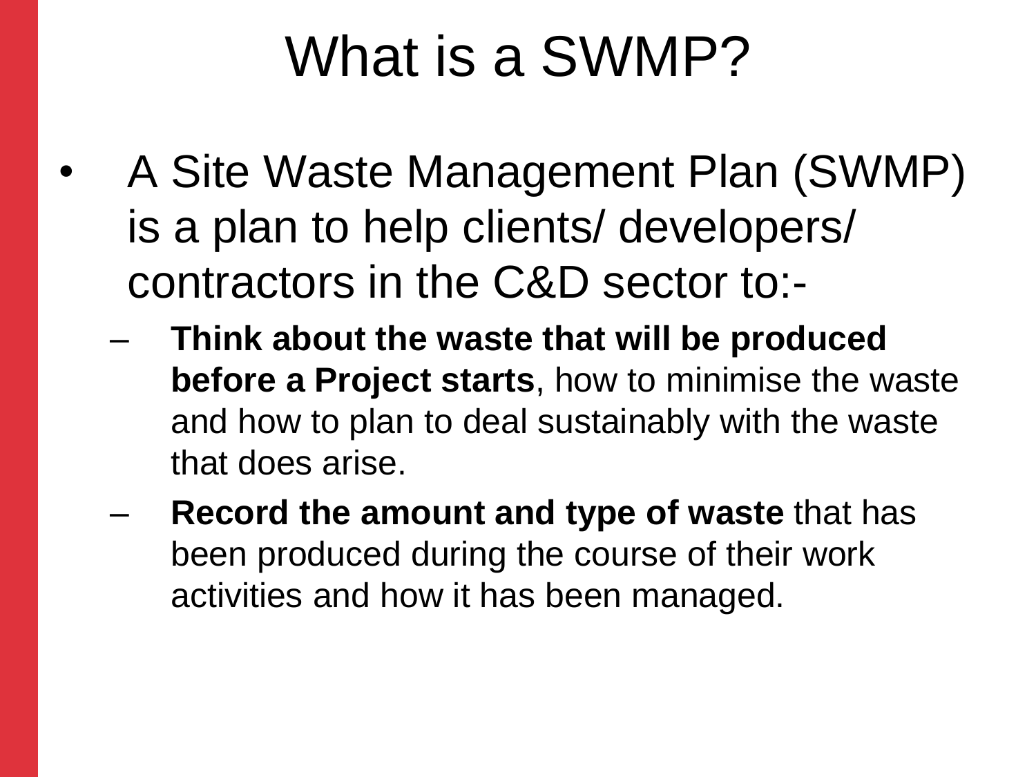# What is a SWMP?

- A Site Waste Management Plan (SWMP) is a plan to help clients/ developers/ contractors in the C&D sector to:-
  - **Think about the waste that will be produced before a Project starts**, how to minimise the waste and how to plan to deal sustainably with the waste that does arise.
  - **Record the amount and type of waste** that has been produced during the course of their work activities and how it has been managed.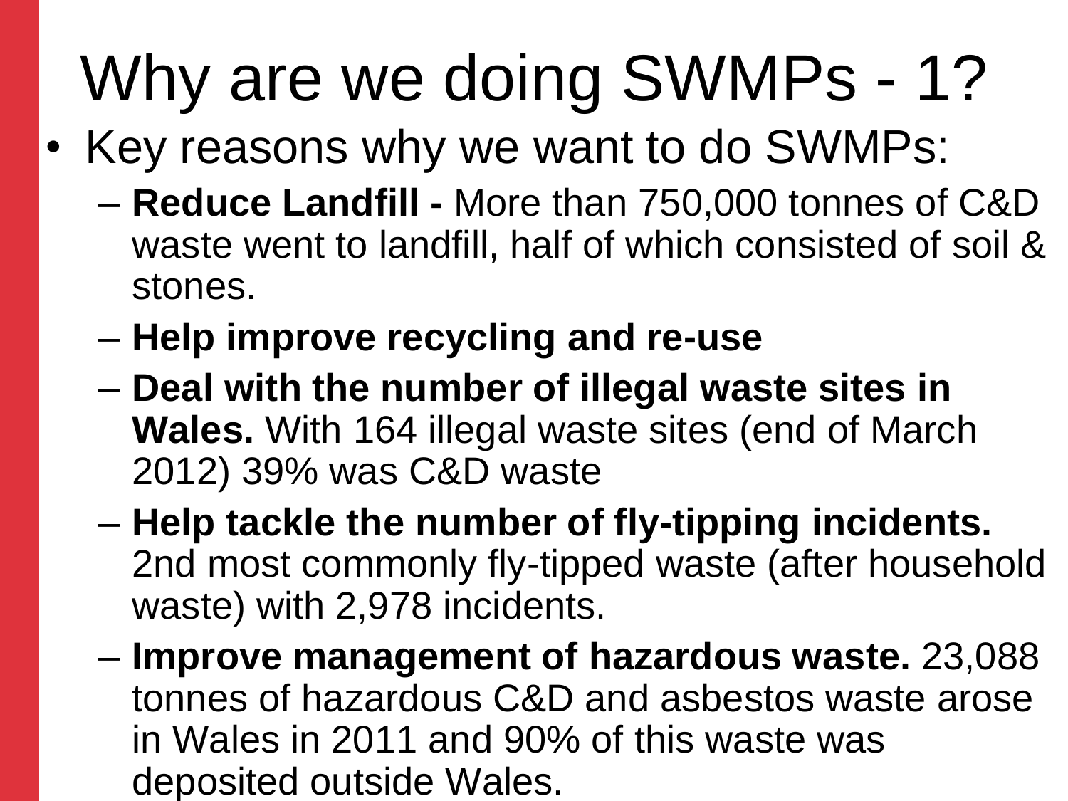# Why are we doing SWMPs - 1?

- Key reasons why we want to do SWMPs:
  - **Reduce Landfill -** More than 750,000 tonnes of C&D waste went to landfill, half of which consisted of soil & stones.
  - **Help improve recycling and re-use**
  - **Deal with the number of illegal waste sites in Wales.** With 164 illegal waste sites (end of March 2012) 39% was C&D waste
  - **Help tackle the number of fly-tipping incidents.** 2nd most commonly fly-tipped waste (after household waste) with 2,978 incidents.
  - **Improve management of hazardous waste.** 23,088 tonnes of hazardous C&D and asbestos waste arose in Wales in 2011 and 90% of this waste was deposited outside Wales.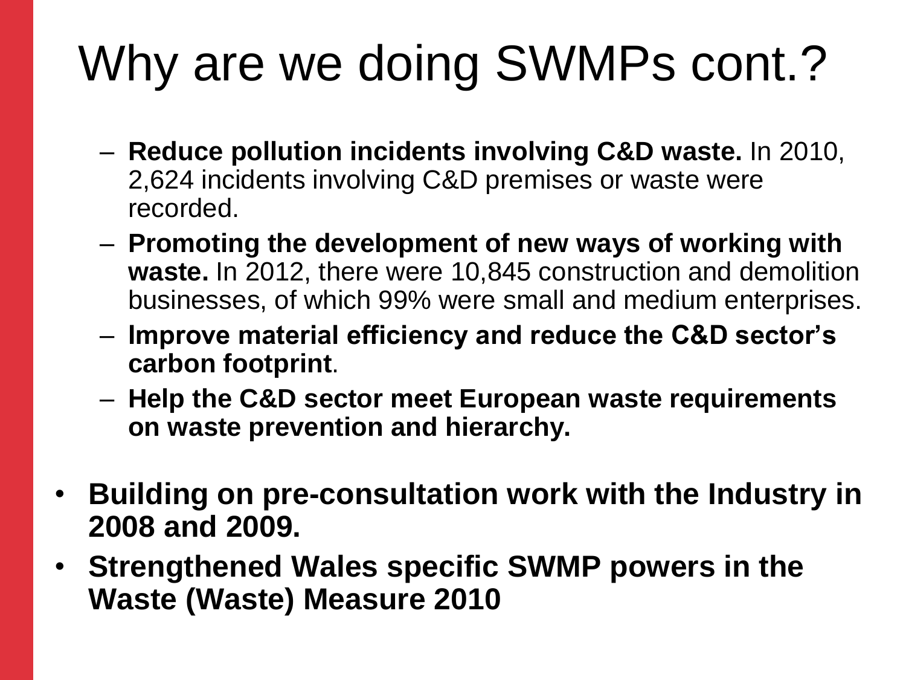# Why are we doing SWMPs cont.?

- **Reduce pollution incidents involving C&D waste.** In 2010, 2,624 incidents involving C&D premises or waste were recorded.
- **Promoting the development of new ways of working with waste.** In 2012, there were 10,845 construction and demolition businesses, of which 99% were small and medium enterprises.
- **Improve material efficiency and reduce the C&D sector's carbon footprint**.
- **Help the C&D sector meet European waste requirements on waste prevention and hierarchy.**

- **Building on pre-consultation work with the Industry in 2008 and 2009.**
- **Strengthened Wales specific SWMP powers in the Waste (Waste) Measure 2010**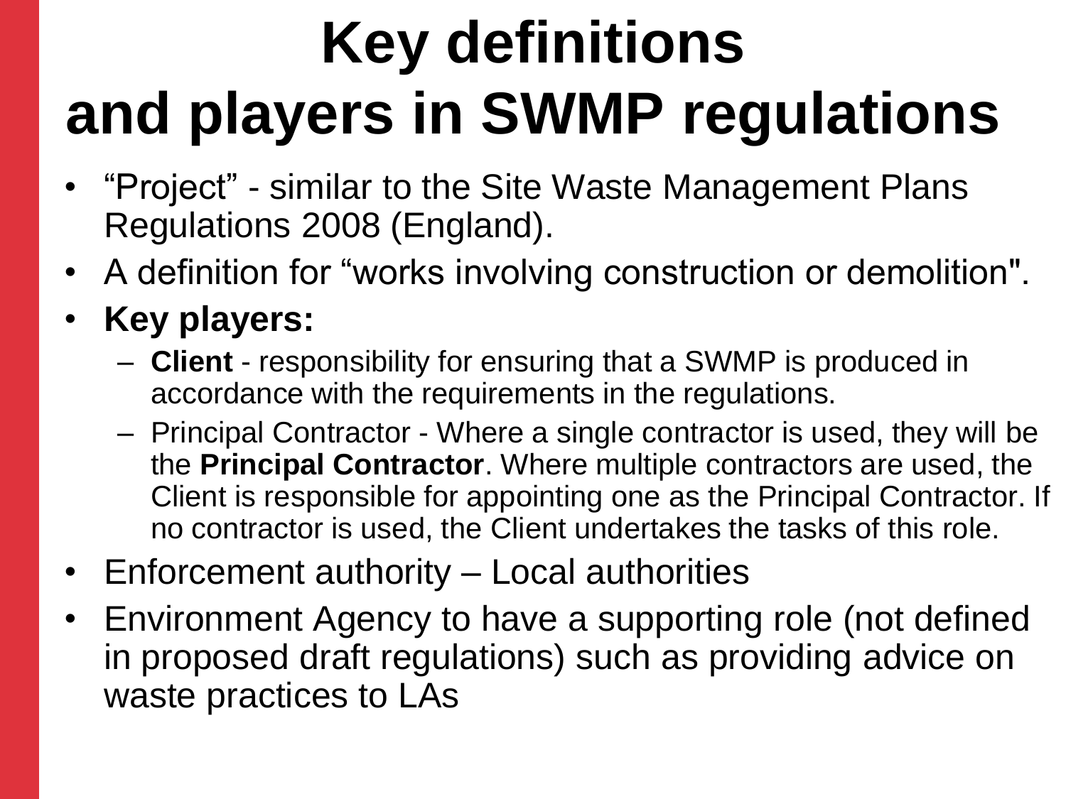# Key definitions and players in SWMP regulations

- "Project" - similar to the Site Waste Management Plans Regulations 2008 (England).
- A definition for "works involving construction or demolition".
- **Key players:**
  - **Client** - responsibility for ensuring that a SWMP is produced in accordance with the requirements in the regulations.
  - Principal Contractor - Where a single contractor is used, they will be the **Principal Contractor**. Where multiple contractors are used, the Client is responsible for appointing one as the Principal Contractor. If no contractor is used, the Client undertakes the tasks of this role.
- Enforcement authority – Local authorities
- Environment Agency to have a supporting role (not defined in proposed draft regulations) such as providing advice on waste practices to LAs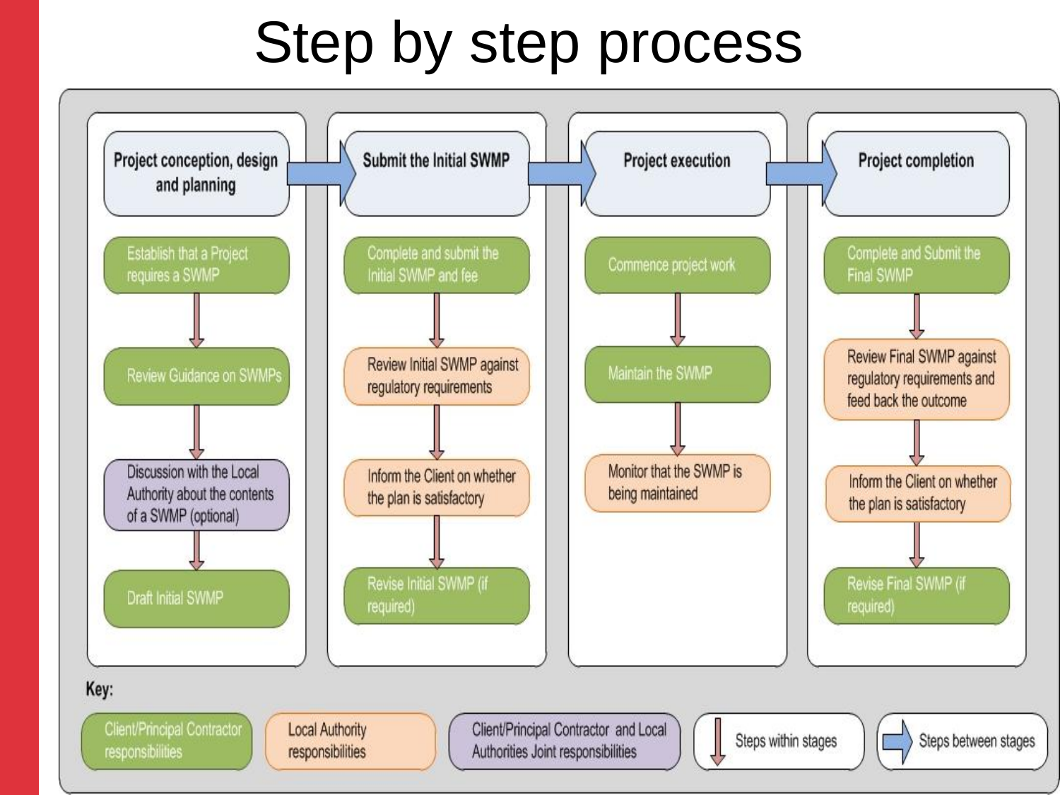# Step by step process

## Project conception, design and planning

1. Establish that a Project requires a SWMP
2. Review Guidance on SWMPs
3. Discussion with the Local Authority about the contents of a SWMP (optional)
4. Draft Initial SWMP

## Submit the Initial SWMP

1. Complete and submit the Initial SWMP and fee
2. Review Initial SWMP against regulatory requirements
3. Inform the Client on whether the plan is satisfactory
4. Revise Initial SWMP (if required)

## Project execution

1. Commence project work
2. Maintain the SWMP
3. Monitor that the SWMP is being maintained

## Project completion

1. Complete and Submit the Final SWMP
2. Review Final SWMP against regulatory requirements and feed back the outcome
3. Inform the Client on whether the plan is satisfactory
4. Revise Final SWMP (if required)

**Key:**

- Client/Principal Contractor responsibilities
- Local Authority responsibilities
- Client/Principal Contractor and Local Authorities Joint responsibilities
- Steps within stages
- Steps between stages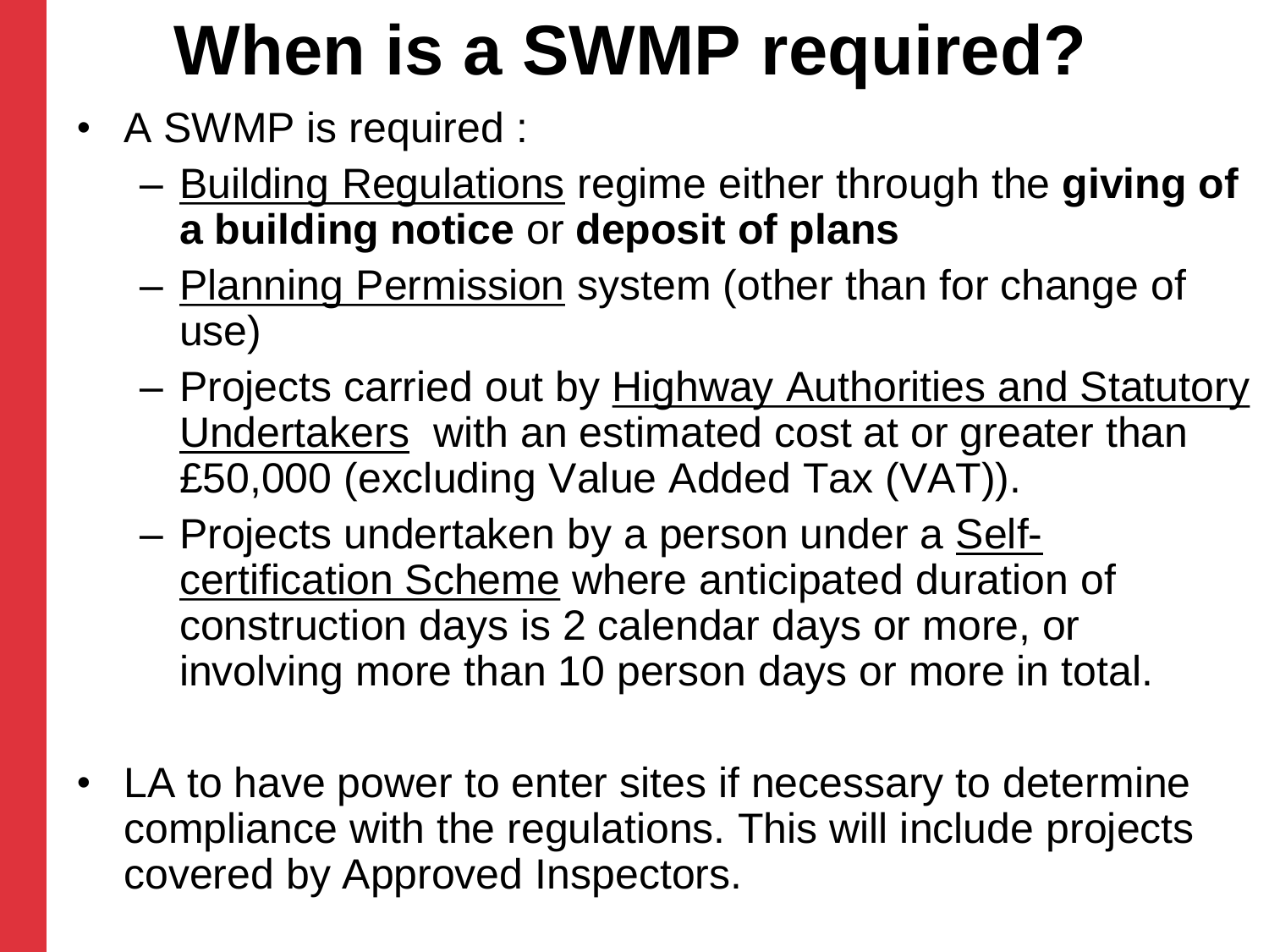# When is a SWMP required?

- A SWMP is required :
  - Building Regulations regime either through the **giving of a building notice** or **deposit of plans**
  - Planning Permission system (other than for change of use)
  - Projects carried out by Highway Authorities and Statutory Undertakers with an estimated cost at or greater than £50,000 (excluding Value Added Tax (VAT)).
  - Projects undertaken by a person under a Self-certification Scheme where anticipated duration of construction days is 2 calendar days or more, or involving more than 10 person days or more in total.

- LA to have power to enter sites if necessary to determine compliance with the regulations. This will include projects covered by Approved Inspectors.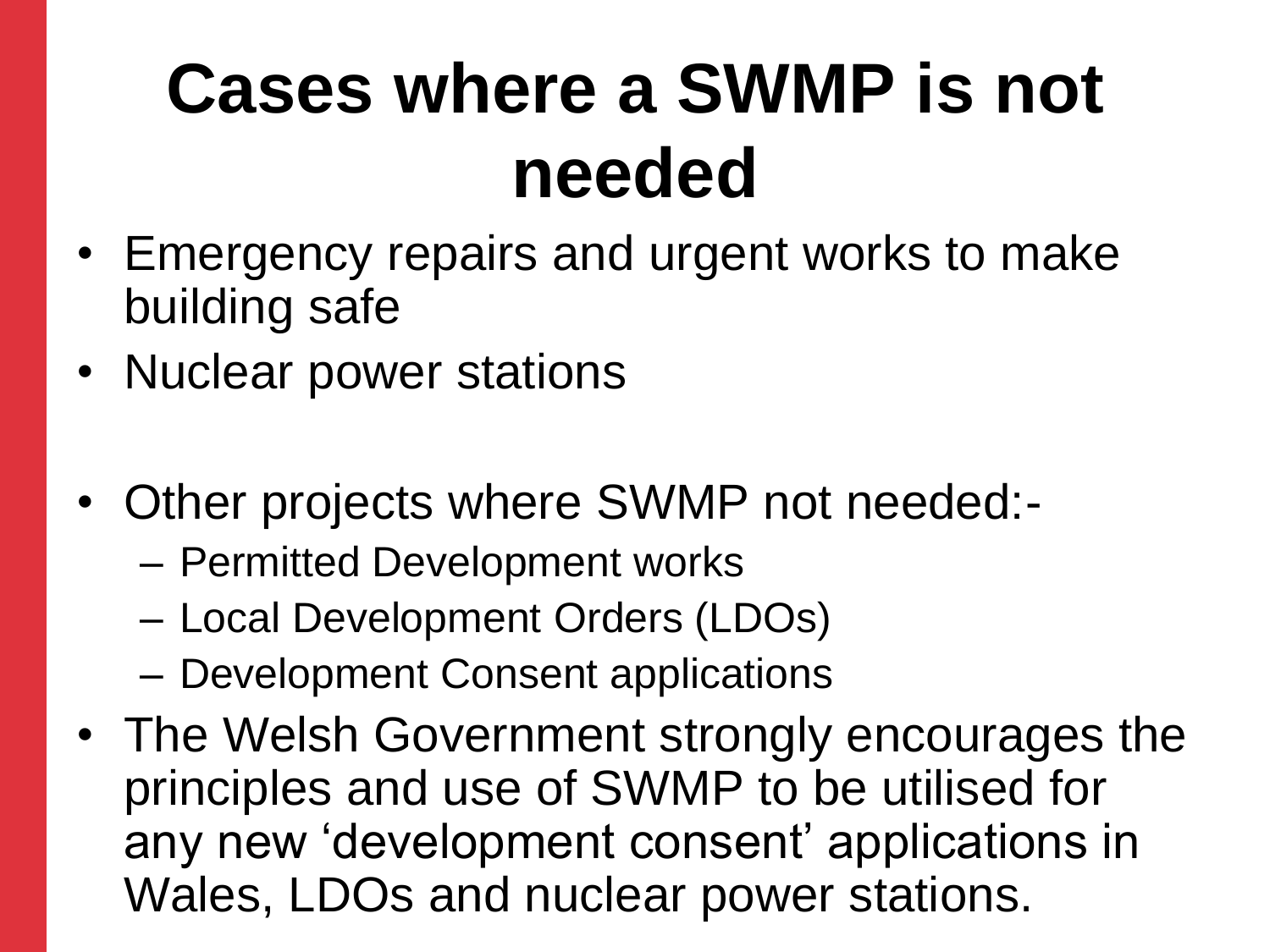# Cases where a SWMP is not needed

- Emergency repairs and urgent works to make building safe
- Nuclear power stations
- Other projects where SWMP not needed:-
  - Permitted Development works
  - Local Development Orders (LDOs)
  - Development Consent applications
- The Welsh Government strongly encourages the principles and use of SWMP to be utilised for any new ‘development consent’ applications in Wales, LDOs and nuclear power stations.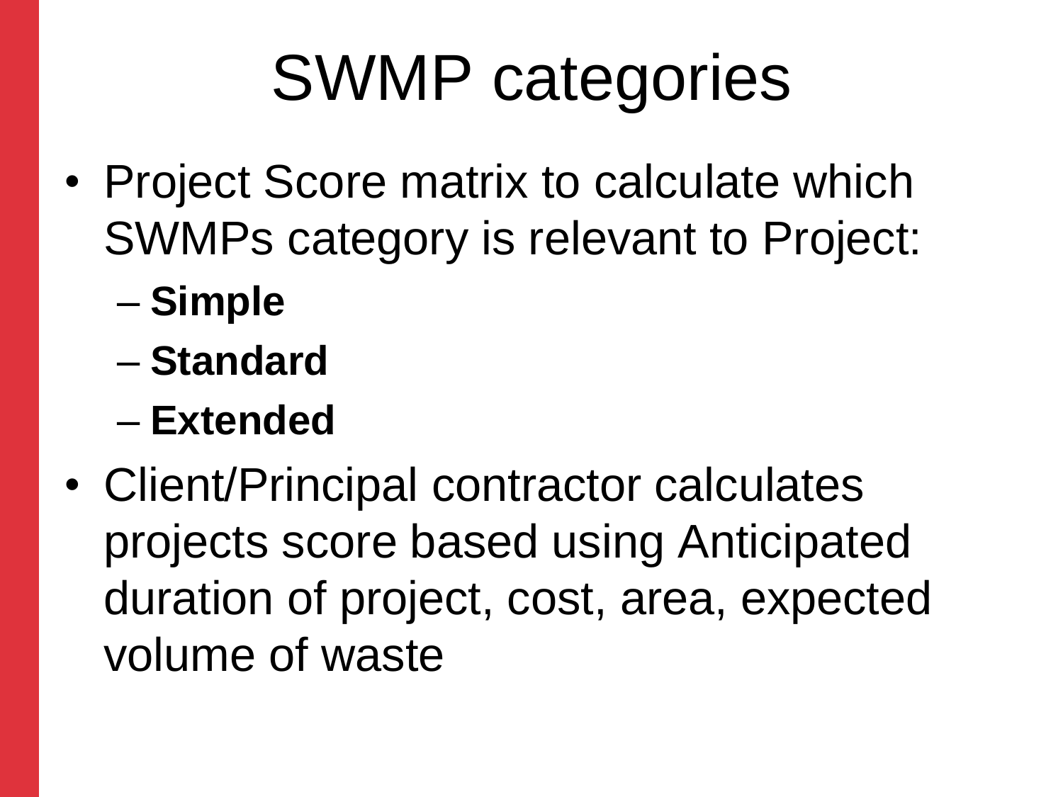# SWMP categories

- Project Score matrix to calculate which SWMPs category is relevant to Project:
  - **Simple**
  - **Standard**
  - **Extended**
- Client/Principal contractor calculates projects score based using Anticipated duration of project, cost, area, expected volume of waste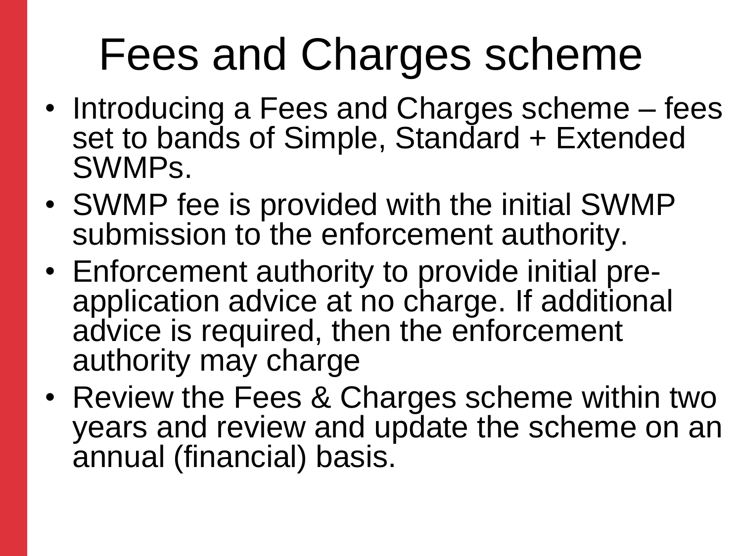# Fees and Charges scheme

- Introducing a Fees and Charges scheme – fees set to bands of Simple, Standard + Extended SWMPs.
- SWMP fee is provided with the initial SWMP submission to the enforcement authority.
- Enforcement authority to provide initial pre-application advice at no charge. If additional advice is required, then the enforcement authority may charge
- Review the Fees & Charges scheme within two years and review and update the scheme on an annual (financial) basis.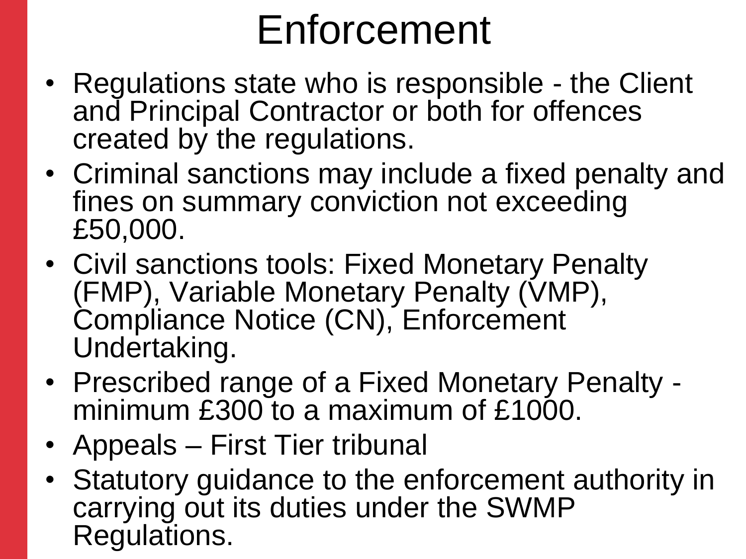# Enforcement

- Regulations state who is responsible - the Client and Principal Contractor or both for offences created by the regulations.
- Criminal sanctions may include a fixed penalty and fines on summary conviction not exceeding £50,000.
- Civil sanctions tools: Fixed Monetary Penalty (FMP), Variable Monetary Penalty (VMP), Compliance Notice (CN), Enforcement Undertaking.
- Prescribed range of a Fixed Monetary Penalty - minimum £300 to a maximum of £1000.
- Appeals – First Tier tribunal
- Statutory guidance to the enforcement authority in carrying out its duties under the SWMP Regulations.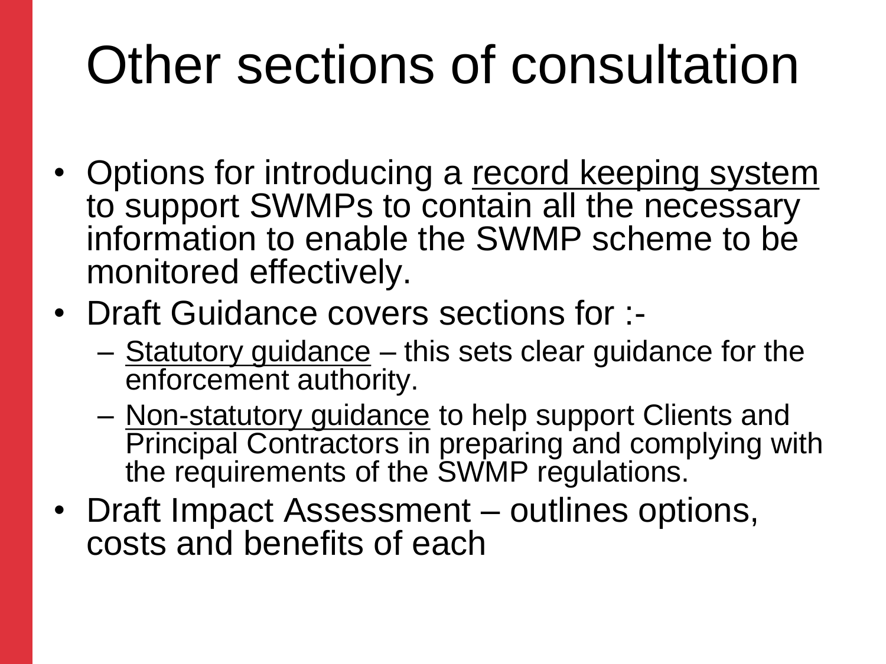# Other sections of consultation

- Options for introducing a <u>record keeping system</u> to support SWMPs to contain all the necessary information to enable the SWMP scheme to be monitored effectively.
- Draft Guidance covers sections for :-
  - <u>Statutory guidance</u> – this sets clear guidance for the enforcement authority.
  - <u>Non-statutory guidance</u> to help support Clients and Principal Contractors in preparing and complying with the requirements of the SWMP regulations.
- Draft Impact Assessment – outlines options, costs and benefits of each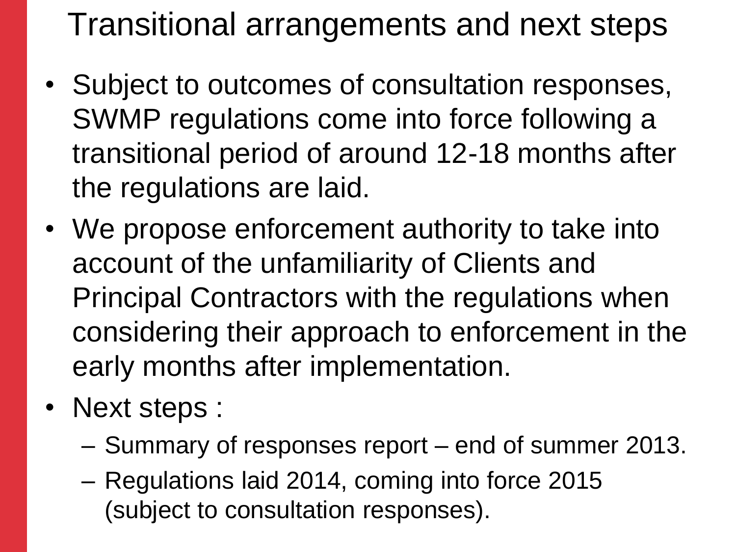# Transitional arrangements and next steps

- Subject to outcomes of consultation responses, SWMP regulations come into force following a transitional period of around 12-18 months after the regulations are laid.
- We propose enforcement authority to take into account of the unfamiliarity of Clients and Principal Contractors with the regulations when considering their approach to enforcement in the early months after implementation.
- Next steps :
  - Summary of responses report – end of summer 2013.
  - Regulations laid 2014, coming into force 2015 (subject to consultation responses).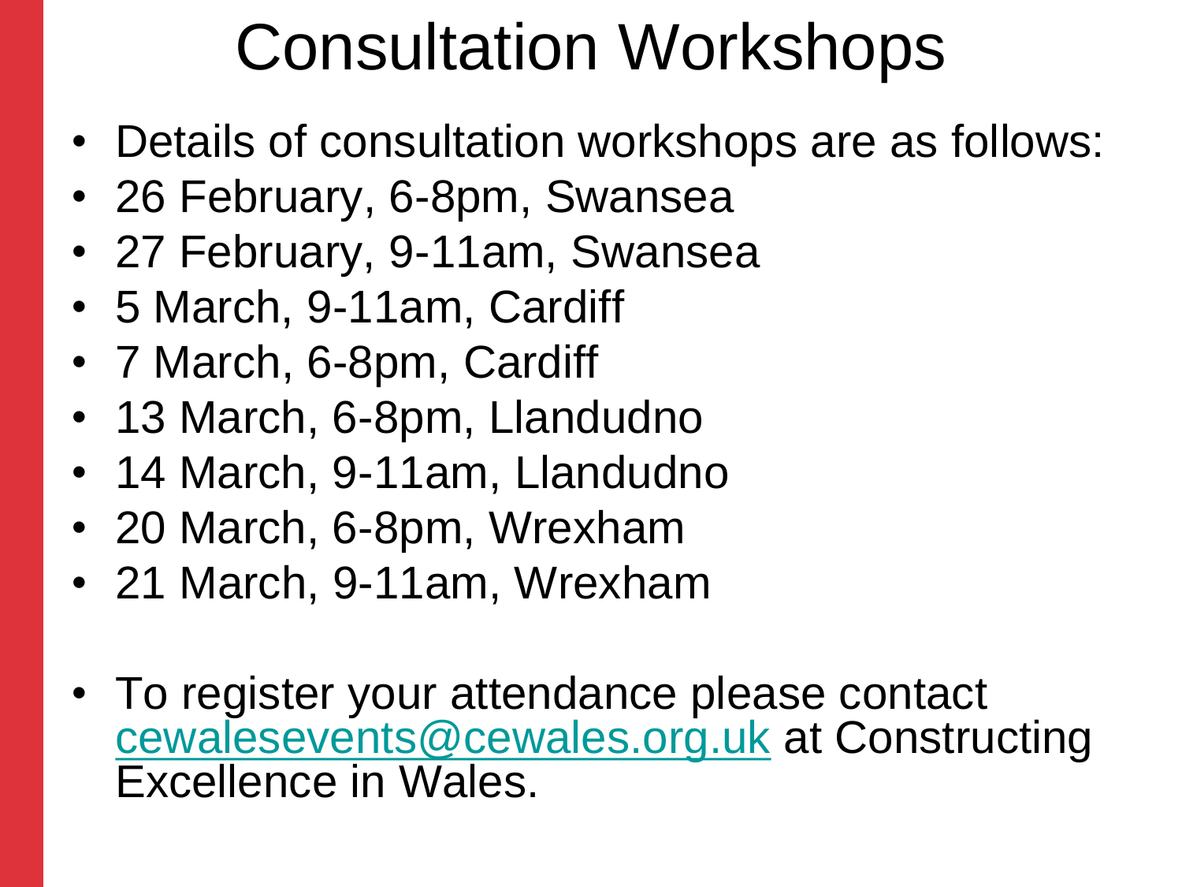# Consultation Workshops

- Details of consultation workshops are as follows:
- 26 February, 6-8pm, Swansea
- 27 February, 9-11am, Swansea
- 5 March, 9-11am, Cardiff
- 7 March, 6-8pm, Cardiff
- 13 March, 6-8pm, Llandudno
- 14 March, 9-11am, Llandudno
- 20 March, 6-8pm, Wrexham
- 21 March, 9-11am, Wrexham

- To register your attendance please contact cewalesevents@cewales.org.uk at Constructing Excellence in Wales.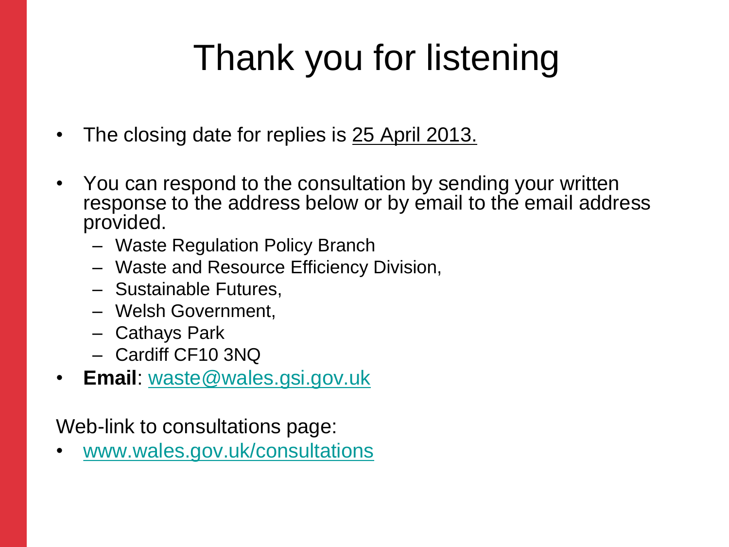# Thank you for listening

- The closing date for replies is 25 April 2013.
- You can respond to the consultation by sending your written response to the address below or by email to the email address provided.
  - Waste Regulation Policy Branch
  - Waste and Resource Efficiency Division,
  - Sustainable Futures,
  - Welsh Government,
  - Cathays Park
  - Cardiff CF10 3NQ
- **Email**: waste@wales.gsi.gov.uk

Web-link to consultations page:

- www.wales.gov.uk/consultations